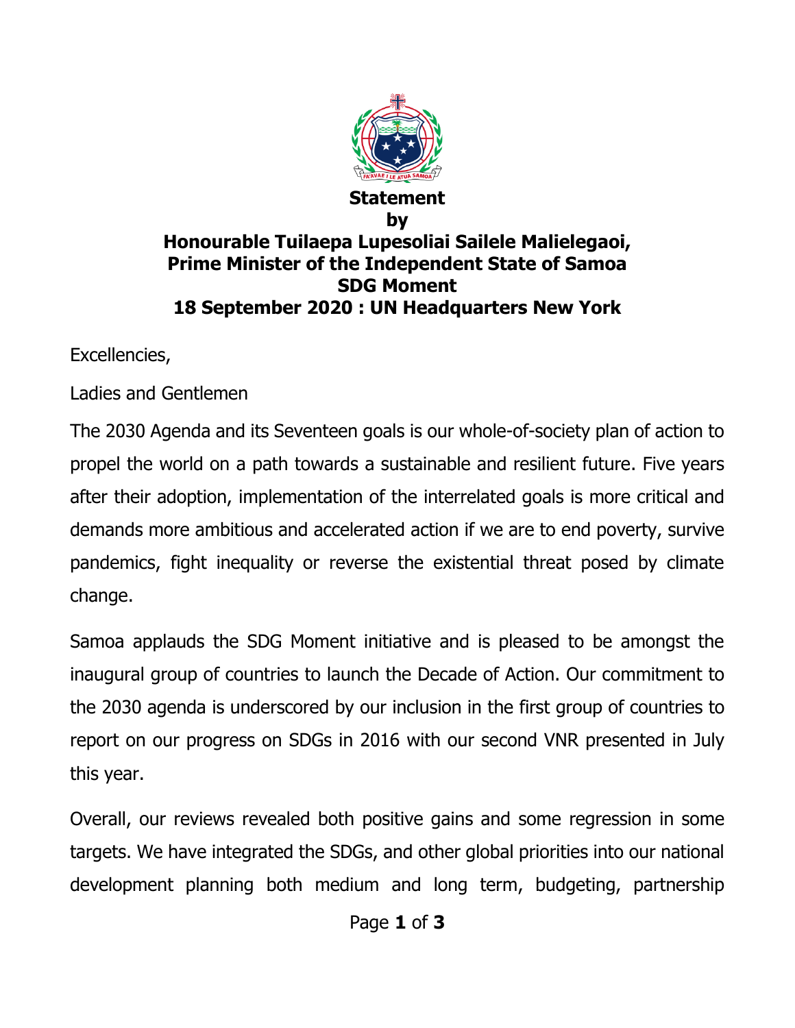**Statement**

**by**

**Honourable Tuilaepa Lupesoliai Sailele Malielegaoi,**
**Prime Minister of the Independent State of Samoa**
**SDG Moment**
**18 September 2020 : UN Headquarters New York**

Excellencies,

Ladies and Gentlemen

The 2030 Agenda and its Seventeen goals is our whole-of-society plan of action to propel the world on a path towards a sustainable and resilient future. Five years after their adoption, implementation of the interrelated goals is more critical and demands more ambitious and accelerated action if we are to end poverty, survive pandemics, fight inequality or reverse the existential threat posed by climate change.

Samoa applauds the SDG Moment initiative and is pleased to be amongst the inaugural group of countries to launch the Decade of Action. Our commitment to the 2030 agenda is underscored by our inclusion in the first group of countries to report on our progress on SDGs in 2016 with our second VNR presented in July this year.

Overall, our reviews revealed both positive gains and some regression in some targets. We have integrated the SDGs, and other global priorities into our national development planning both medium and long term, budgeting, partnership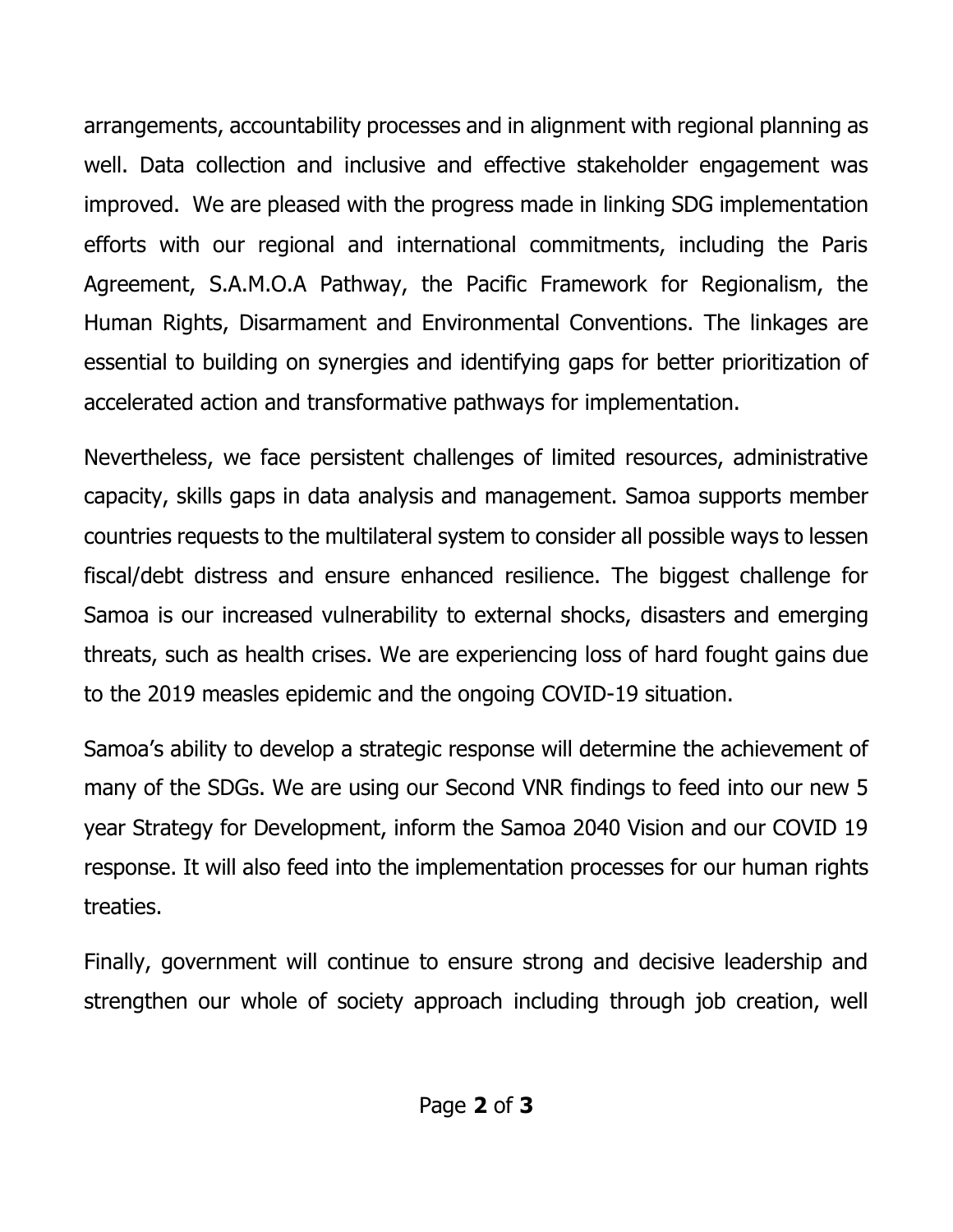arrangements, accountability processes and in alignment with regional planning as well. Data collection and inclusive and effective stakeholder engagement was improved. We are pleased with the progress made in linking SDG implementation efforts with our regional and international commitments, including the Paris Agreement, S.A.M.O.A Pathway, the Pacific Framework for Regionalism, the Human Rights, Disarmament and Environmental Conventions. The linkages are essential to building on synergies and identifying gaps for better prioritization of accelerated action and transformative pathways for implementation.

Nevertheless, we face persistent challenges of limited resources, administrative capacity, skills gaps in data analysis and management. Samoa supports member countries requests to the multilateral system to consider all possible ways to lessen fiscal/debt distress and ensure enhanced resilience. The biggest challenge for Samoa is our increased vulnerability to external shocks, disasters and emerging threats, such as health crises. We are experiencing loss of hard fought gains due to the 2019 measles epidemic and the ongoing COVID-19 situation.

Samoa's ability to develop a strategic response will determine the achievement of many of the SDGs. We are using our Second VNR findings to feed into our new 5 year Strategy for Development, inform the Samoa 2040 Vision and our COVID 19 response. It will also feed into the implementation processes for our human rights treaties.

Finally, government will continue to ensure strong and decisive leadership and strengthen our whole of society approach including through job creation, well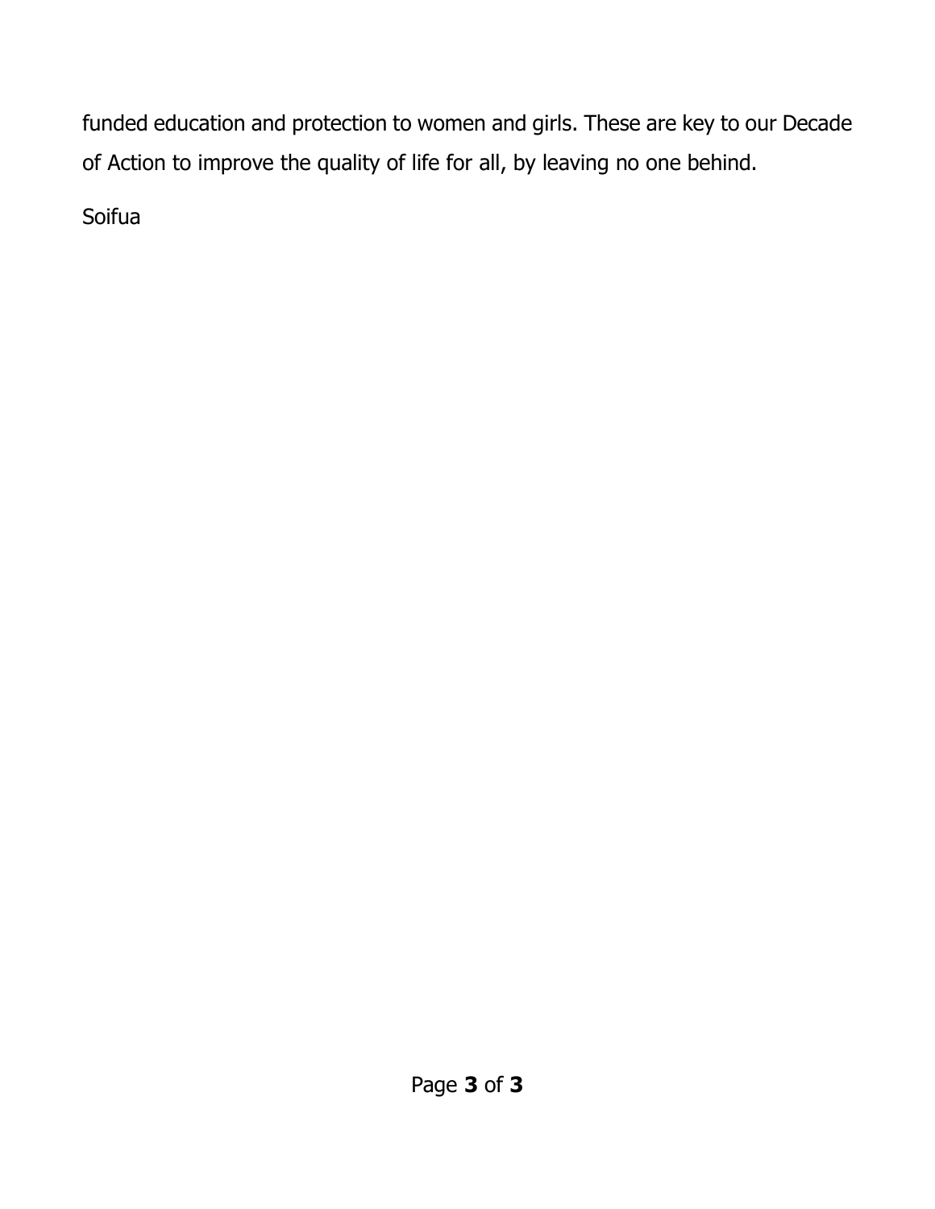funded education and protection to women and girls. These are key to our Decade of Action to improve the quality of life for all, by leaving no one behind.

Soifua